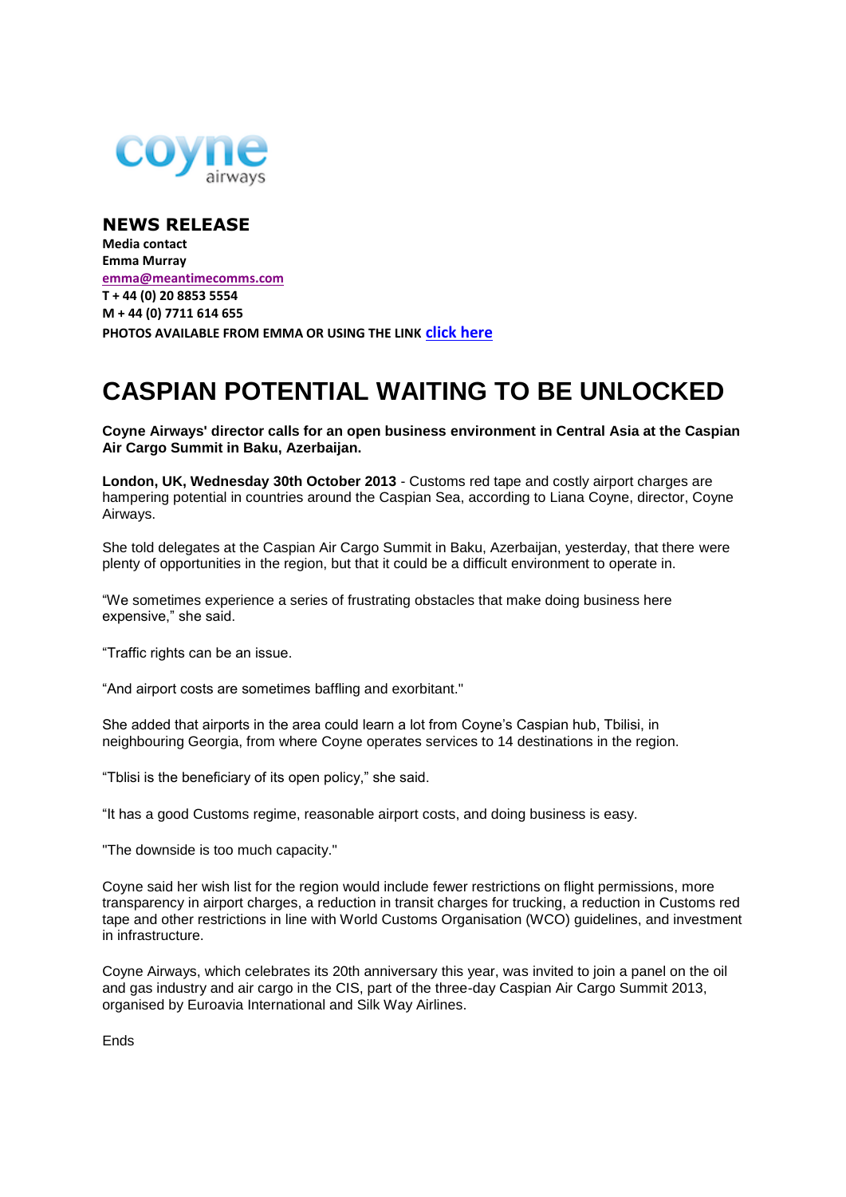coyne airways

## NEWS RELEASE

**Media contact**
**Emma Murray**
**emma@meantimecomms.com**
**T + 44 (0) 20 8853 5554**
**M + 44 (0) 7711 614 655**
**PHOTOS AVAILABLE FROM EMMA OR USING THE LINK click here**

# CASPIAN POTENTIAL WAITING TO BE UNLOCKED

**Coyne Airways' director calls for an open business environment in Central Asia at the Caspian Air Cargo Summit in Baku, Azerbaijan.**

**London, UK, Wednesday 30th October 2013** - Customs red tape and costly airport charges are hampering potential in countries around the Caspian Sea, according to Liana Coyne, director, Coyne Airways.

She told delegates at the Caspian Air Cargo Summit in Baku, Azerbaijan, yesterday, that there were plenty of opportunities in the region, but that it could be a difficult environment to operate in.

"We sometimes experience a series of frustrating obstacles that make doing business here expensive," she said.

"Traffic rights can be an issue.

"And airport costs are sometimes baffling and exorbitant."

She added that airports in the area could learn a lot from Coyne's Caspian hub, Tbilisi, in neighbouring Georgia, from where Coyne operates services to 14 destinations in the region.

"Tblisi is the beneficiary of its open policy," she said.

"It has a good Customs regime, reasonable airport costs, and doing business is easy.

"The downside is too much capacity."

Coyne said her wish list for the region would include fewer restrictions on flight permissions, more transparency in airport charges, a reduction in transit charges for trucking, a reduction in Customs red tape and other restrictions in line with World Customs Organisation (WCO) guidelines, and investment in infrastructure.

Coyne Airways, which celebrates its 20th anniversary this year, was invited to join a panel on the oil and gas industry and air cargo in the CIS, part of the three-day Caspian Air Cargo Summit 2013, organised by Euroavia International and Silk Way Airlines.

Ends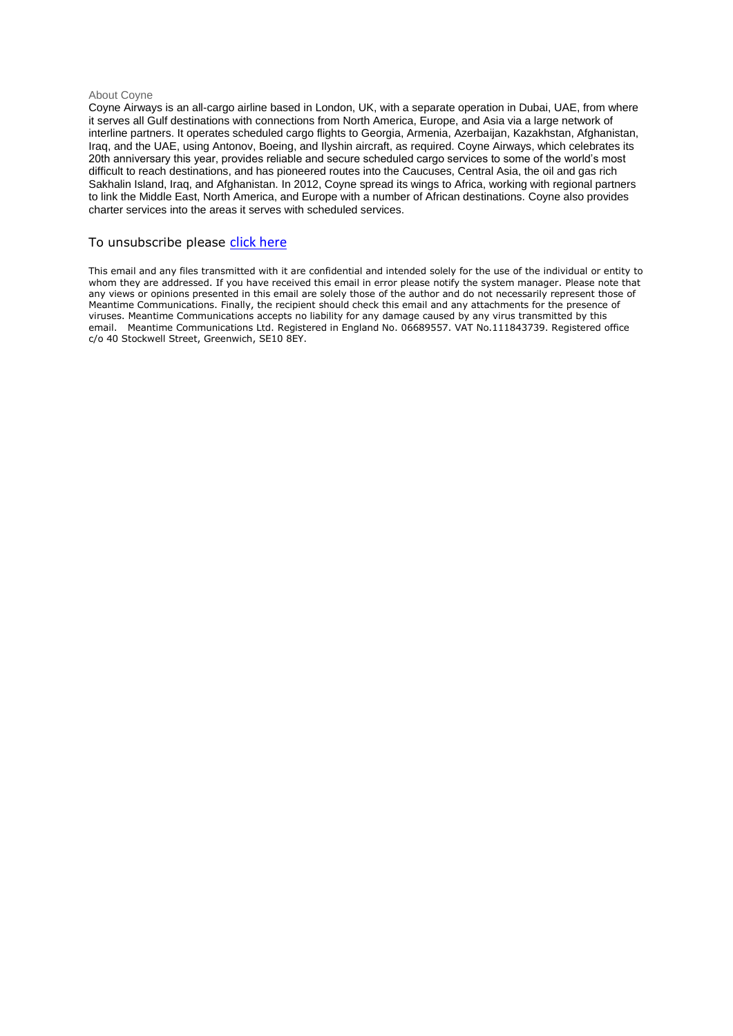About Coyne

Coyne Airways is an all-cargo airline based in London, UK, with a separate operation in Dubai, UAE, from where it serves all Gulf destinations with connections from North America, Europe, and Asia via a large network of interline partners. It operates scheduled cargo flights to Georgia, Armenia, Azerbaijan, Kazakhstan, Afghanistan, Iraq, and the UAE, using Antonov, Boeing, and Ilyshin aircraft, as required. Coyne Airways, which celebrates its 20th anniversary this year, provides reliable and secure scheduled cargo services to some of the world's most difficult to reach destinations, and has pioneered routes into the Caucuses, Central Asia, the oil and gas rich Sakhalin Island, Iraq, and Afghanistan. In 2012, Coyne spread its wings to Africa, working with regional partners to link the Middle East, North America, and Europe with a number of African destinations. Coyne also provides charter services into the areas it serves with scheduled services.

To unsubscribe please [click here]

This email and any files transmitted with it are confidential and intended solely for the use of the individual or entity to whom they are addressed. If you have received this email in error please notify the system manager. Please note that any views or opinions presented in this email are solely those of the author and do not necessarily represent those of Meantime Communications. Finally, the recipient should check this email and any attachments for the presence of viruses. Meantime Communications accepts no liability for any damage caused by any virus transmitted by this email. Meantime Communications Ltd. Registered in England No. 06689557. VAT No.111843739. Registered office c/o 40 Stockwell Street, Greenwich, SE10 8EY.